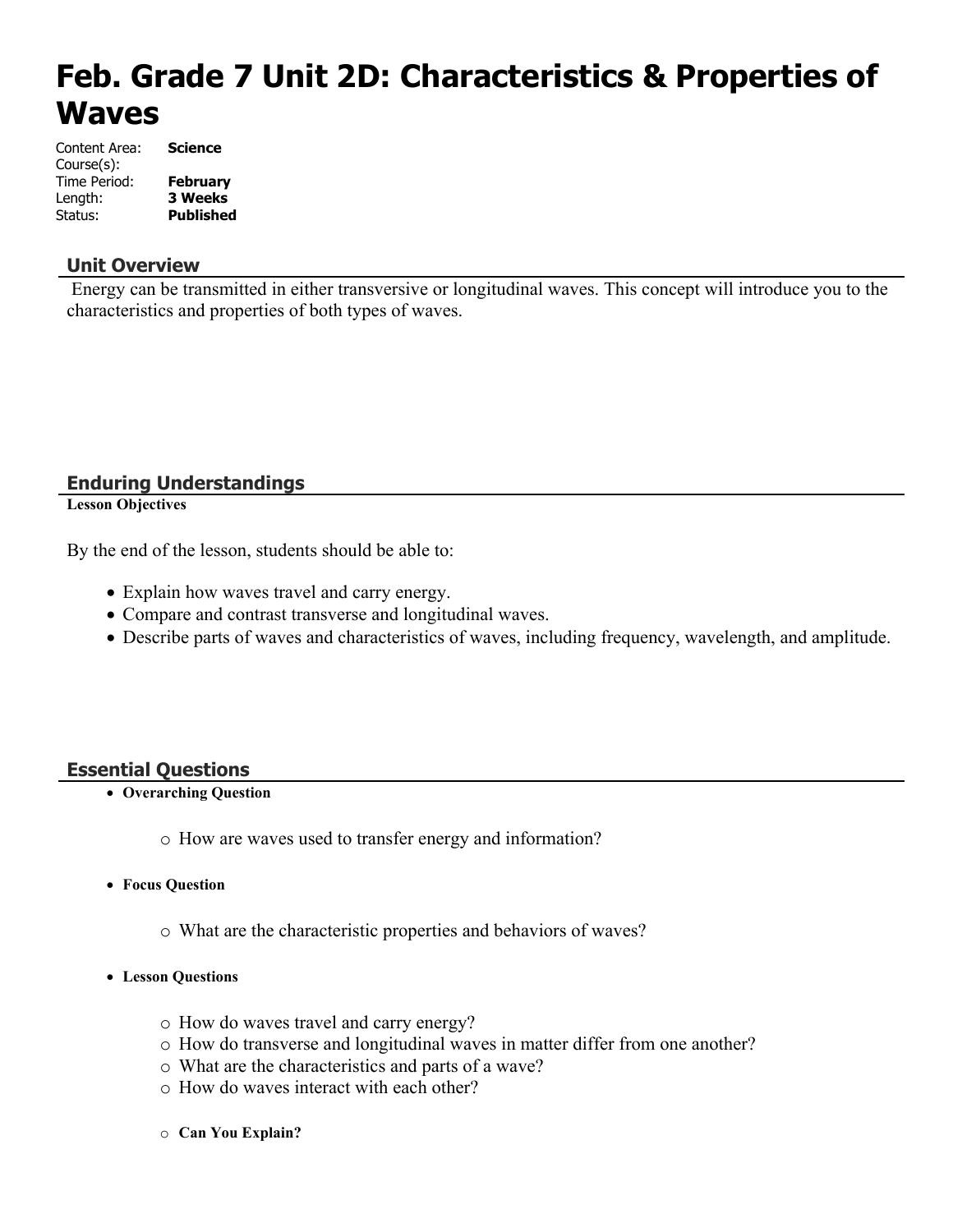# Feb. Grade 7 Unit 2D: Characteristics & Properties of Waves

Content Area: **Science**
Course(s):
Time Period: **February**
Length: **3 Weeks**
Status: **Published**

## Unit Overview

Energy can be transmitted in either transversive or longitudinal waves. This concept will introduce you to the characteristics and properties of both types of waves.

## Enduring Understandings

**Lesson Objectives**

By the end of the lesson, students should be able to:

- Explain how waves travel and carry energy.
- Compare and contrast transverse and longitudinal waves.
- Describe parts of waves and characteristics of waves, including frequency, wavelength, and amplitude.

## Essential Questions

- **Overarching Question**
  - How are waves used to transfer energy and information?
- **Focus Question**
  - What are the characteristic properties and behaviors of waves?
- **Lesson Questions**
  - How do waves travel and carry energy?
  - How do transverse and longitudinal waves in matter differ from one another?
  - What are the characteristics and parts of a wave?
  - How do waves interact with each other?
  - **Can You Explain?**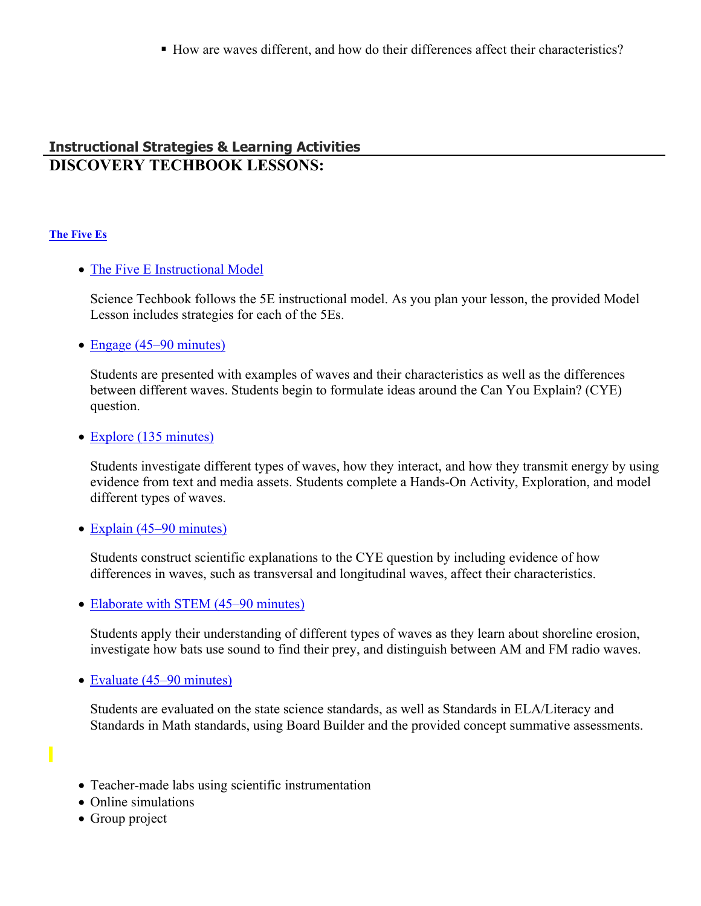- How are waves different, and how do their differences affect their characteristics?

## Instructional Strategies & Learning Activities

# DISCOVERY TECHBOOK LESSONS:

**The Five Es**

- The Five E Instructional Model

  Science Techbook follows the 5E instructional model. As you plan your lesson, the provided Model Lesson includes strategies for each of the 5Es.

- Engage (45–90 minutes)

  Students are presented with examples of waves and their characteristics as well as the differences between different waves. Students begin to formulate ideas around the Can You Explain? (CYE) question.

- Explore (135 minutes)

  Students investigate different types of waves, how they interact, and how they transmit energy by using evidence from text and media assets. Students complete a Hands-On Activity, Exploration, and model different types of waves.

- Explain (45–90 minutes)

  Students construct scientific explanations to the CYE question by including evidence of how differences in waves, such as transversal and longitudinal waves, affect their characteristics.

- Elaborate with STEM (45–90 minutes)

  Students apply their understanding of different types of waves as they learn about shoreline erosion, investigate how bats use sound to find their prey, and distinguish between AM and FM radio waves.

- Evaluate (45–90 minutes)

  Students are evaluated on the state science standards, as well as Standards in ELA/Literacy and Standards in Math standards, using Board Builder and the provided concept summative assessments.

- Teacher-made labs using scientific instrumentation
- Online simulations
- Group project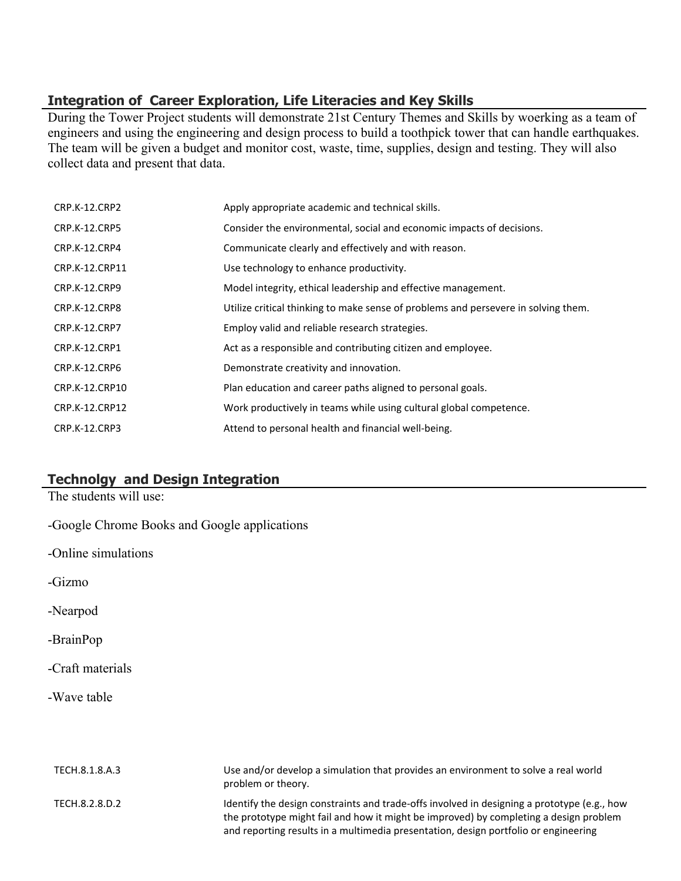## Integration of Career Exploration, Life Literacies and Key Skills

During the Tower Project students will demonstrate 21st Century Themes and Skills by woerking as a team of engineers and using the engineering and design process to build a toothpick tower that can handle earthquakes. The team will be given a budget and monitor cost, waste, time, supplies, design and testing. They will also collect data and present that data.

| | |
|---|---|
| CRP.K-12.CRP2 | Apply appropriate academic and technical skills. |
| CRP.K-12.CRP5 | Consider the environmental, social and economic impacts of decisions. |
| CRP.K-12.CRP4 | Communicate clearly and effectively and with reason. |
| CRP.K-12.CRP11 | Use technology to enhance productivity. |
| CRP.K-12.CRP9 | Model integrity, ethical leadership and effective management. |
| CRP.K-12.CRP8 | Utilize critical thinking to make sense of problems and persevere in solving them. |
| CRP.K-12.CRP7 | Employ valid and reliable research strategies. |
| CRP.K-12.CRP1 | Act as a responsible and contributing citizen and employee. |
| CRP.K-12.CRP6 | Demonstrate creativity and innovation. |
| CRP.K-12.CRP10 | Plan education and career paths aligned to personal goals. |
| CRP.K-12.CRP12 | Work productively in teams while using cultural global competence. |
| CRP.K-12.CRP3 | Attend to personal health and financial well-being. |

## Technolgy and Design Integration

The students will use:

-Google Chrome Books and Google applications

-Online simulations

-Gizmo

-Nearpod

-BrainPop

-Craft materials

-Wave table

| | |
|---|---|
| TECH.8.1.8.A.3 | Use and/or develop a simulation that provides an environment to solve a real world problem or theory. |
| TECH.8.2.8.D.2 | Identify the design constraints and trade-offs involved in designing a prototype (e.g., how the prototype might fail and how it might be improved) by completing a design problem and reporting results in a multimedia presentation, design portfolio or engineering |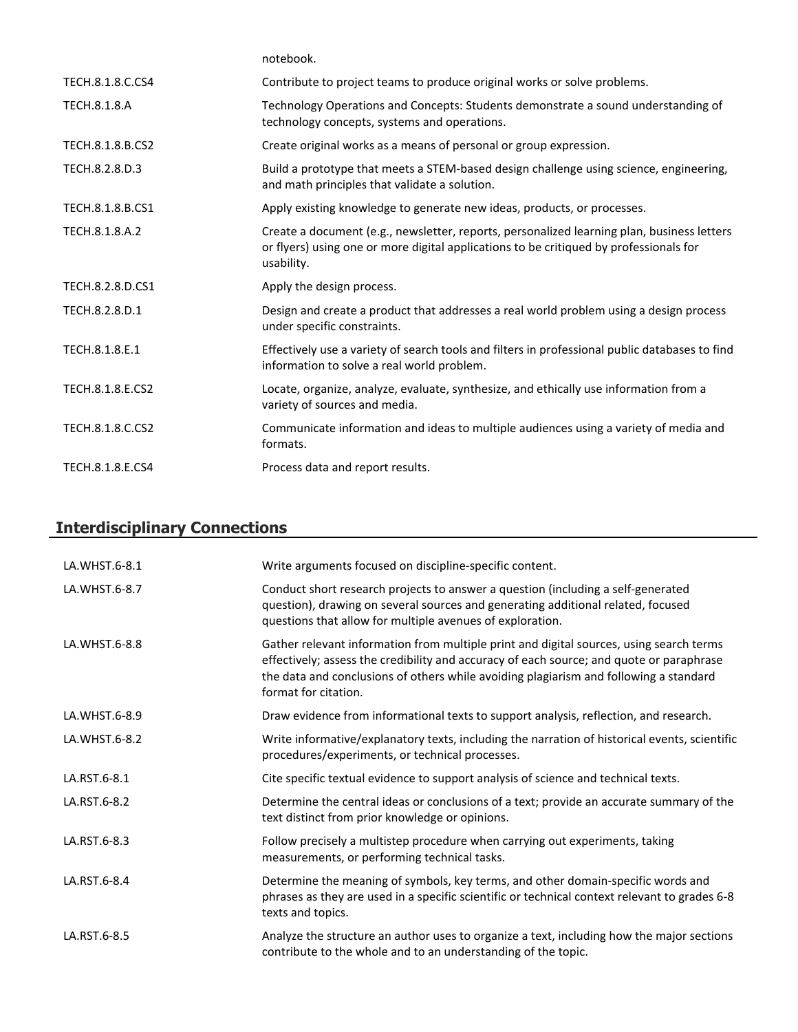| | |
|---|---|
| | notebook. |
| TECH.8.1.8.C.CS4 | Contribute to project teams to produce original works or solve problems. |
| TECH.8.1.8.A | Technology Operations and Concepts: Students demonstrate a sound understanding of technology concepts, systems and operations. |
| TECH.8.1.8.B.CS2 | Create original works as a means of personal or group expression. |
| TECH.8.2.8.D.3 | Build a prototype that meets a STEM-based design challenge using science, engineering, and math principles that validate a solution. |
| TECH.8.1.8.B.CS1 | Apply existing knowledge to generate new ideas, products, or processes. |
| TECH.8.1.8.A.2 | Create a document (e.g., newsletter, reports, personalized learning plan, business letters or flyers) using one or more digital applications to be critiqued by professionals for usability. |
| TECH.8.2.8.D.CS1 | Apply the design process. |
| TECH.8.2.8.D.1 | Design and create a product that addresses a real world problem using a design process under specific constraints. |
| TECH.8.1.8.E.1 | Effectively use a variety of search tools and filters in professional public databases to find information to solve a real world problem. |
| TECH.8.1.8.E.CS2 | Locate, organize, analyze, evaluate, synthesize, and ethically use information from a variety of sources and media. |
| TECH.8.1.8.C.CS2 | Communicate information and ideas to multiple audiences using a variety of media and formats. |
| TECH.8.1.8.E.CS4 | Process data and report results. |

## Interdisciplinary Connections

| | |
|---|---|
| LA.WHST.6-8.1 | Write arguments focused on discipline-specific content. |
| LA.WHST.6-8.7 | Conduct short research projects to answer a question (including a self-generated question), drawing on several sources and generating additional related, focused questions that allow for multiple avenues of exploration. |
| LA.WHST.6-8.8 | Gather relevant information from multiple print and digital sources, using search terms effectively; assess the credibility and accuracy of each source; and quote or paraphrase the data and conclusions of others while avoiding plagiarism and following a standard format for citation. |
| LA.WHST.6-8.9 | Draw evidence from informational texts to support analysis, reflection, and research. |
| LA.WHST.6-8.2 | Write informative/explanatory texts, including the narration of historical events, scientific procedures/experiments, or technical processes. |
| LA.RST.6-8.1 | Cite specific textual evidence to support analysis of science and technical texts. |
| LA.RST.6-8.2 | Determine the central ideas or conclusions of a text; provide an accurate summary of the text distinct from prior knowledge or opinions. |
| LA.RST.6-8.3 | Follow precisely a multistep procedure when carrying out experiments, taking measurements, or performing technical tasks. |
| LA.RST.6-8.4 | Determine the meaning of symbols, key terms, and other domain-specific words and phrases as they are used in a specific scientific or technical context relevant to grades 6-8 texts and topics. |
| LA.RST.6-8.5 | Analyze the structure an author uses to organize a text, including how the major sections contribute to the whole and to an understanding of the topic. |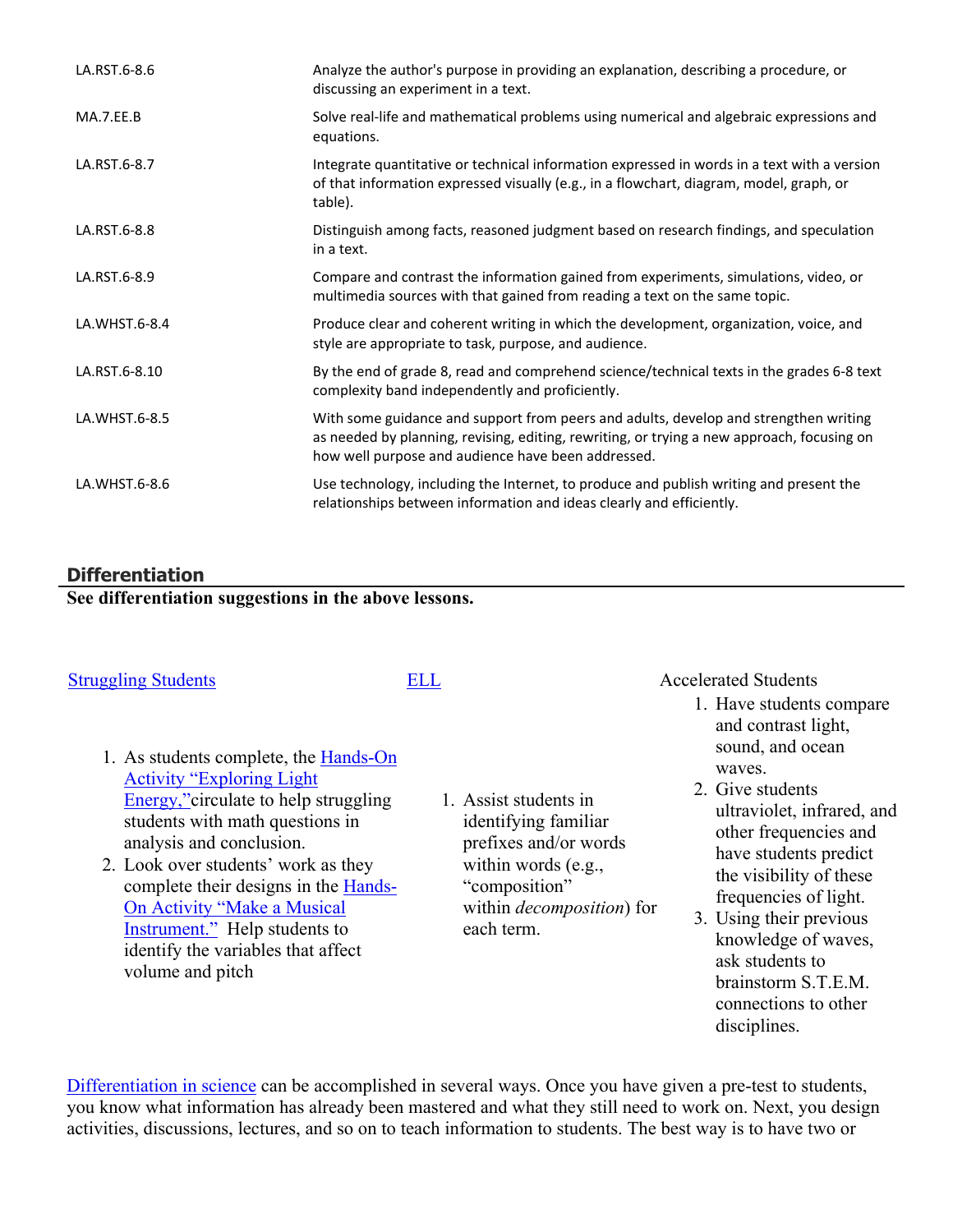| | |
|---|---|
| LA.RST.6-8.6 | Analyze the author's purpose in providing an explanation, describing a procedure, or discussing an experiment in a text. |
| MA.7.EE.B | Solve real-life and mathematical problems using numerical and algebraic expressions and equations. |
| LA.RST.6-8.7 | Integrate quantitative or technical information expressed in words in a text with a version of that information expressed visually (e.g., in a flowchart, diagram, model, graph, or table). |
| LA.RST.6-8.8 | Distinguish among facts, reasoned judgment based on research findings, and speculation in a text. |
| LA.RST.6-8.9 | Compare and contrast the information gained from experiments, simulations, video, or multimedia sources with that gained from reading a text on the same topic. |
| LA.WHST.6-8.4 | Produce clear and coherent writing in which the development, organization, voice, and style are appropriate to task, purpose, and audience. |
| LA.RST.6-8.10 | By the end of grade 8, read and comprehend science/technical texts in the grades 6-8 text complexity band independently and proficiently. |
| LA.WHST.6-8.5 | With some guidance and support from peers and adults, develop and strengthen writing as needed by planning, revising, editing, rewriting, or trying a new approach, focusing on how well purpose and audience have been addressed. |
| LA.WHST.6-8.6 | Use technology, including the Internet, to produce and publish writing and present the relationships between information and ideas clearly and efficiently. |

## Differentiation

**See differentiation suggestions in the above lessons.**

Struggling Students

1. As students complete, the Hands-On Activity "Exploring Light Energy,"circulate to help struggling students with math questions in analysis and conclusion.
2. Look over students' work as they complete their designs in the Hands-On Activity "Make a Musical Instrument." Help students to identify the variables that affect volume and pitch

ELL

1. Assist students in identifying familiar prefixes and/or words within words (e.g., "composition" within *decomposition*) for each term.

Accelerated Students

1. Have students compare and contrast light, sound, and ocean waves.
2. Give students ultraviolet, infrared, and other frequencies and have students predict the visibility of these frequencies of light.
3. Using their previous knowledge of waves, ask students to brainstorm S.T.E.M. connections to other disciplines.

Differentiation in science can be accomplished in several ways. Once you have given a pre-test to students, you know what information has already been mastered and what they still need to work on. Next, you design activities, discussions, lectures, and so on to teach information to students. The best way is to have two or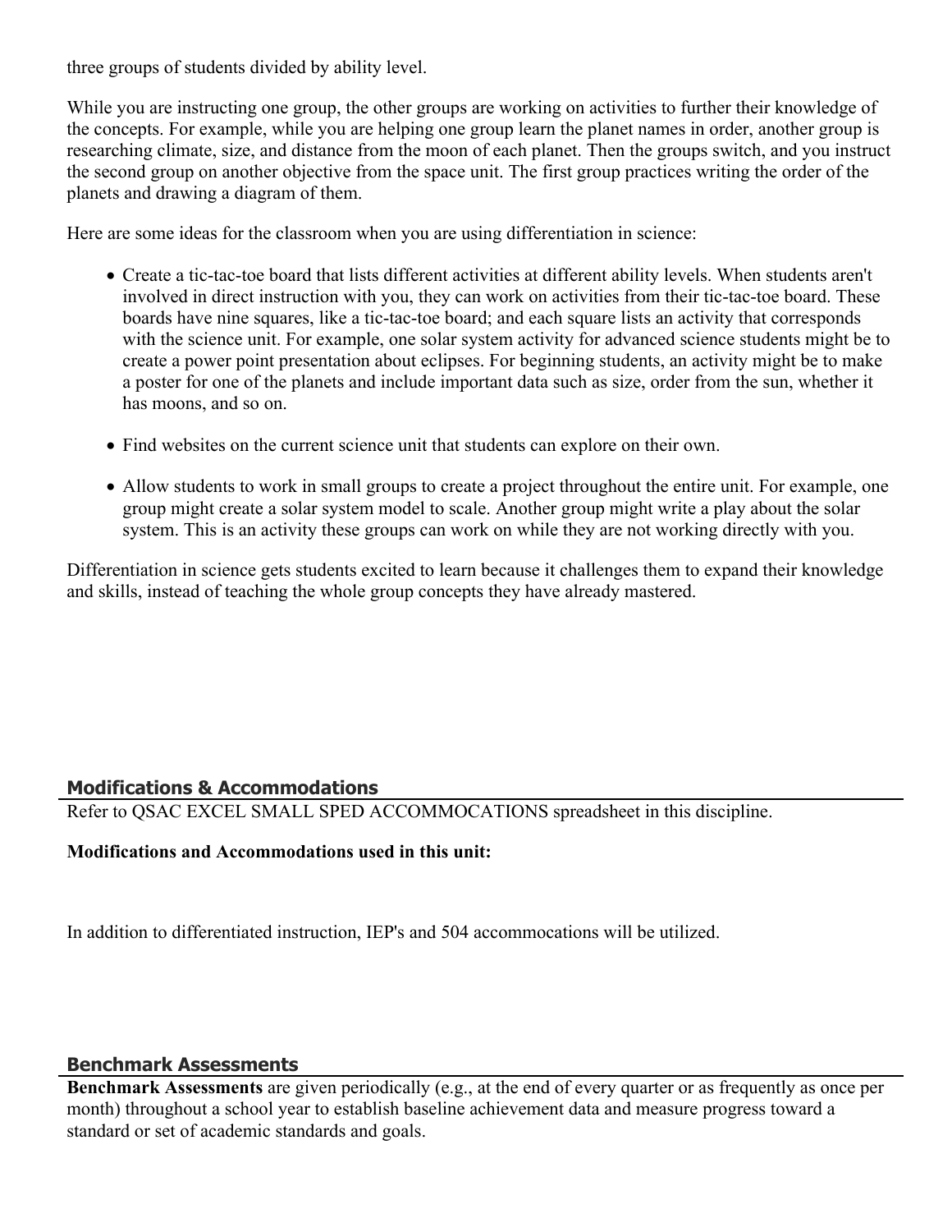three groups of students divided by ability level.

While you are instructing one group, the other groups are working on activities to further their knowledge of the concepts. For example, while you are helping one group learn the planet names in order, another group is researching climate, size, and distance from the moon of each planet. Then the groups switch, and you instruct the second group on another objective from the space unit. The first group practices writing the order of the planets and drawing a diagram of them.

Here are some ideas for the classroom when you are using differentiation in science:

- Create a tic-tac-toe board that lists different activities at different ability levels. When students aren't involved in direct instruction with you, they can work on activities from their tic-tac-toe board. These boards have nine squares, like a tic-tac-toe board; and each square lists an activity that corresponds with the science unit. For example, one solar system activity for advanced science students might be to create a power point presentation about eclipses. For beginning students, an activity might be to make a poster for one of the planets and include important data such as size, order from the sun, whether it has moons, and so on.
- Find websites on the current science unit that students can explore on their own.
- Allow students to work in small groups to create a project throughout the entire unit. For example, one group might create a solar system model to scale. Another group might write a play about the solar system. This is an activity these groups can work on while they are not working directly with you.

Differentiation in science gets students excited to learn because it challenges them to expand their knowledge and skills, instead of teaching the whole group concepts they have already mastered.

## Modifications & Accommodations

Refer to QSAC EXCEL SMALL SPED ACCOMMOCATIONS spreadsheet in this discipline.

**Modifications and Accommodations used in this unit:**

In addition to differentiated instruction, IEP's and 504 accommocations will be utilized.

## Benchmark Assessments

**Benchmark Assessments** are given periodically (e.g., at the end of every quarter or as frequently as once per month) throughout a school year to establish baseline achievement data and measure progress toward a standard or set of academic standards and goals.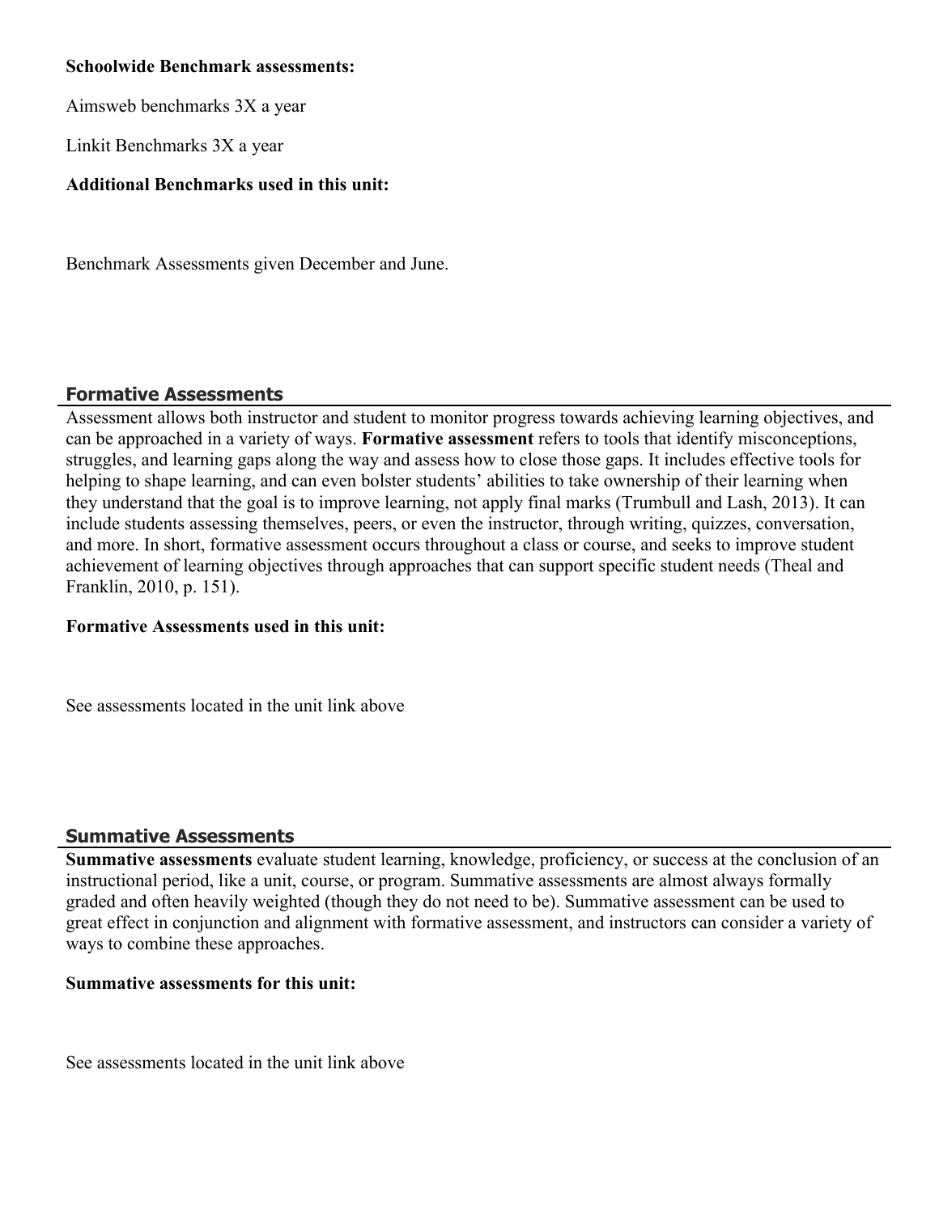**Schoolwide Benchmark assessments:**

Aimsweb benchmarks 3X a year

Linkit Benchmarks 3X a year

**Additional Benchmarks used in this unit:**

Benchmark Assessments given December and June.

## Formative Assessments

Assessment allows both instructor and student to monitor progress towards achieving learning objectives, and can be approached in a variety of ways. **Formative assessment** refers to tools that identify misconceptions, struggles, and learning gaps along the way and assess how to close those gaps. It includes effective tools for helping to shape learning, and can even bolster students' abilities to take ownership of their learning when they understand that the goal is to improve learning, not apply final marks (Trumbull and Lash, 2013). It can include students assessing themselves, peers, or even the instructor, through writing, quizzes, conversation, and more. In short, formative assessment occurs throughout a class or course, and seeks to improve student achievement of learning objectives through approaches that can support specific student needs (Theal and Franklin, 2010, p. 151).

**Formative Assessments used in this unit:**

See assessments located in the unit link above

## Summative Assessments

**Summative assessments** evaluate student learning, knowledge, proficiency, or success at the conclusion of an instructional period, like a unit, course, or program. Summative assessments are almost always formally graded and often heavily weighted (though they do not need to be). Summative assessment can be used to great effect in conjunction and alignment with formative assessment, and instructors can consider a variety of ways to combine these approaches.

**Summative assessments for this unit:**

See assessments located in the unit link above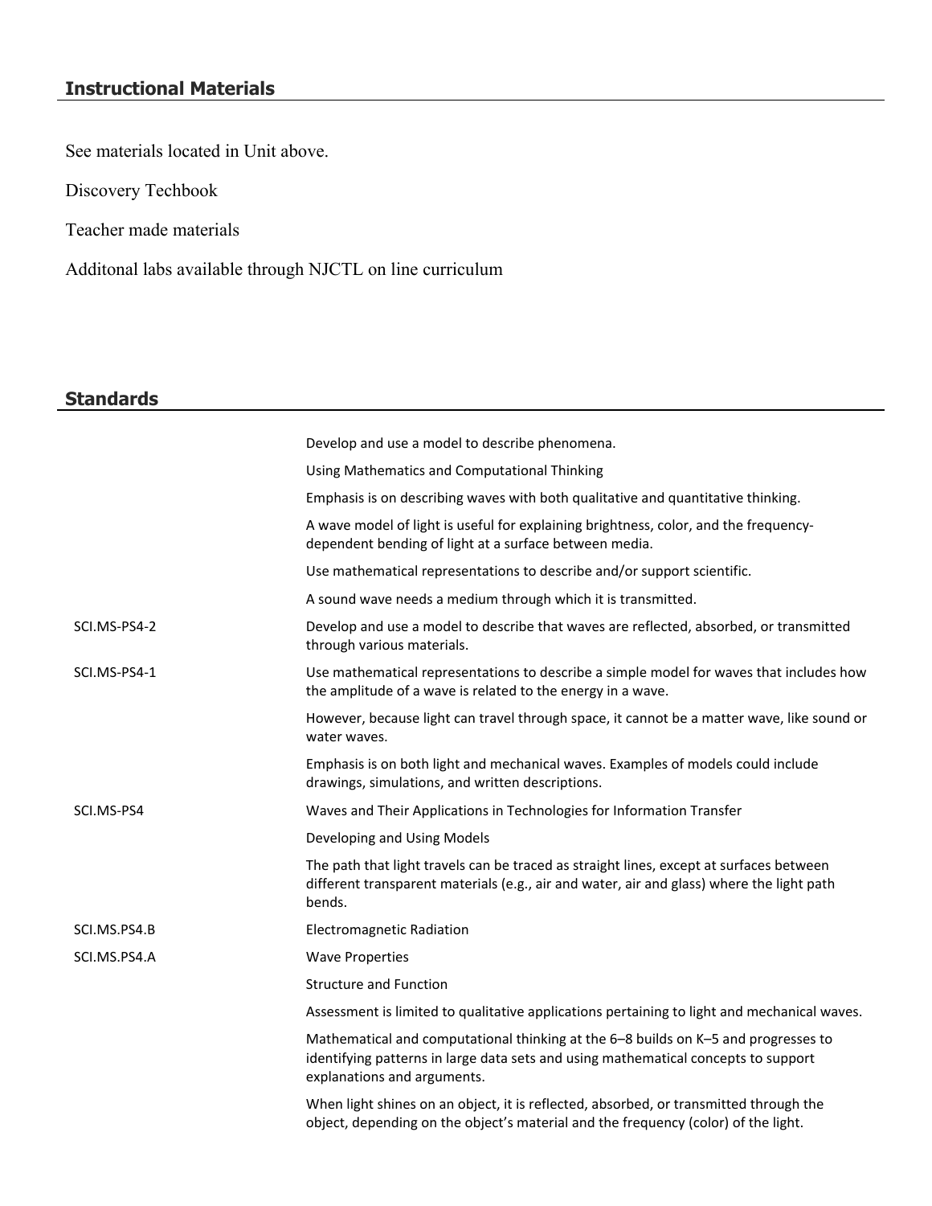## Instructional Materials

See materials located in Unit above.

Discovery Techbook

Teacher made materials

Additonal labs available through NJCTL on line curriculum

## Standards

| | |
|---|---|
| | Develop and use a model to describe phenomena. |
| | Using Mathematics and Computational Thinking |
| | Emphasis is on describing waves with both qualitative and quantitative thinking. |
| | A wave model of light is useful for explaining brightness, color, and the frequency-dependent bending of light at a surface between media. |
| | Use mathematical representations to describe and/or support scientific. |
| | A sound wave needs a medium through which it is transmitted. |
| SCI.MS-PS4-2 | Develop and use a model to describe that waves are reflected, absorbed, or transmitted through various materials. |
| SCI.MS-PS4-1 | Use mathematical representations to describe a simple model for waves that includes how the amplitude of a wave is related to the energy in a wave. |
| | However, because light can travel through space, it cannot be a matter wave, like sound or water waves. |
| | Emphasis is on both light and mechanical waves. Examples of models could include drawings, simulations, and written descriptions. |
| SCI.MS-PS4 | Waves and Their Applications in Technologies for Information Transfer |
| | Developing and Using Models |
| | The path that light travels can be traced as straight lines, except at surfaces between different transparent materials (e.g., air and water, air and glass) where the light path bends. |
| SCI.MS.PS4.B | Electromagnetic Radiation |
| SCI.MS.PS4.A | Wave Properties |
| | Structure and Function |
| | Assessment is limited to qualitative applications pertaining to light and mechanical waves. |
| | Mathematical and computational thinking at the 6–8 builds on K–5 and progresses to identifying patterns in large data sets and using mathematical concepts to support explanations and arguments. |
| | When light shines on an object, it is reflected, absorbed, or transmitted through the object, depending on the object's material and the frequency (color) of the light. |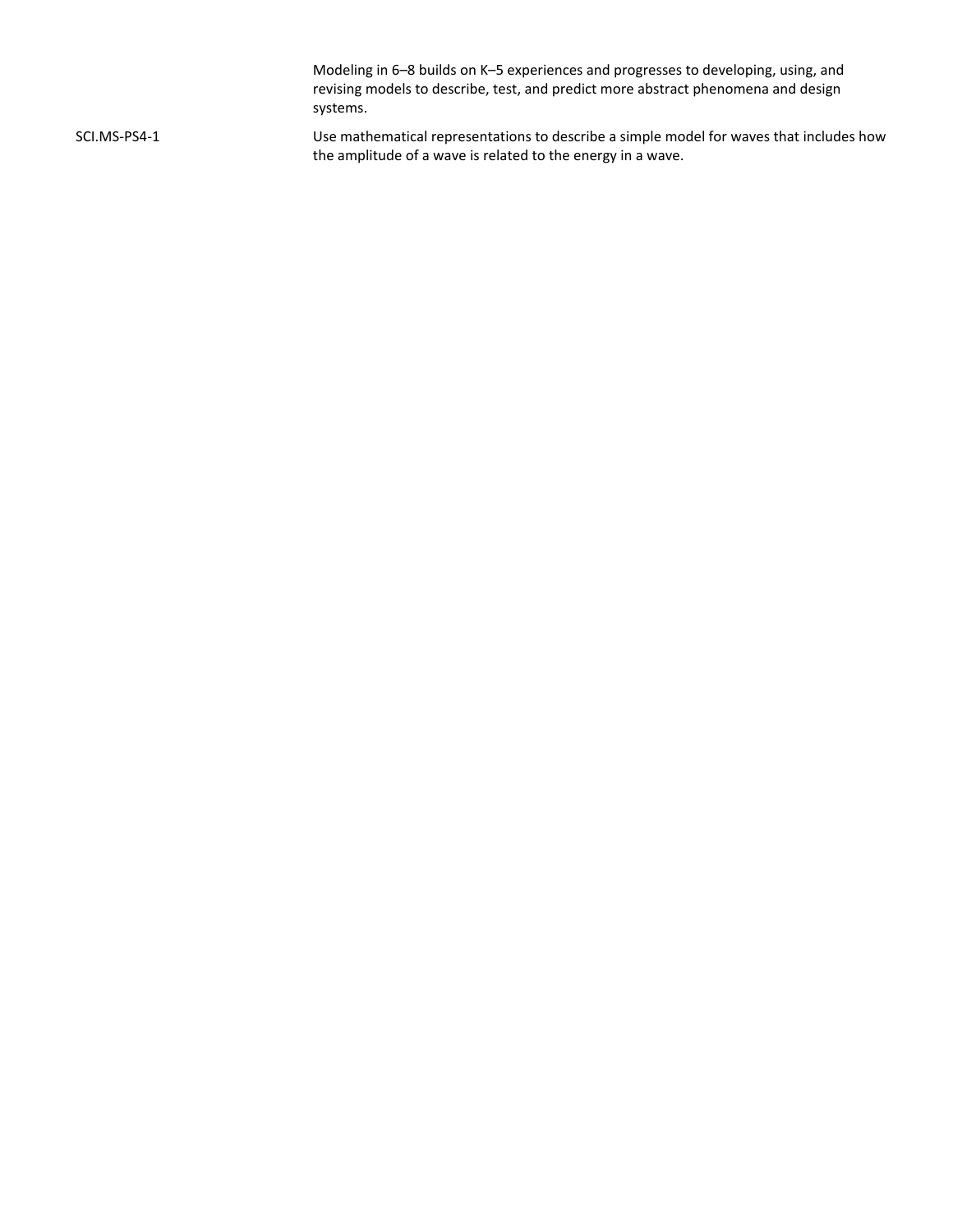| | |
|---|---|
| | Modeling in 6–8 builds on K–5 experiences and progresses to developing, using, and revising models to describe, test, and predict more abstract phenomena and design systems. |
| SCI.MS-PS4-1 | Use mathematical representations to describe a simple model for waves that includes how the amplitude of a wave is related to the energy in a wave. |